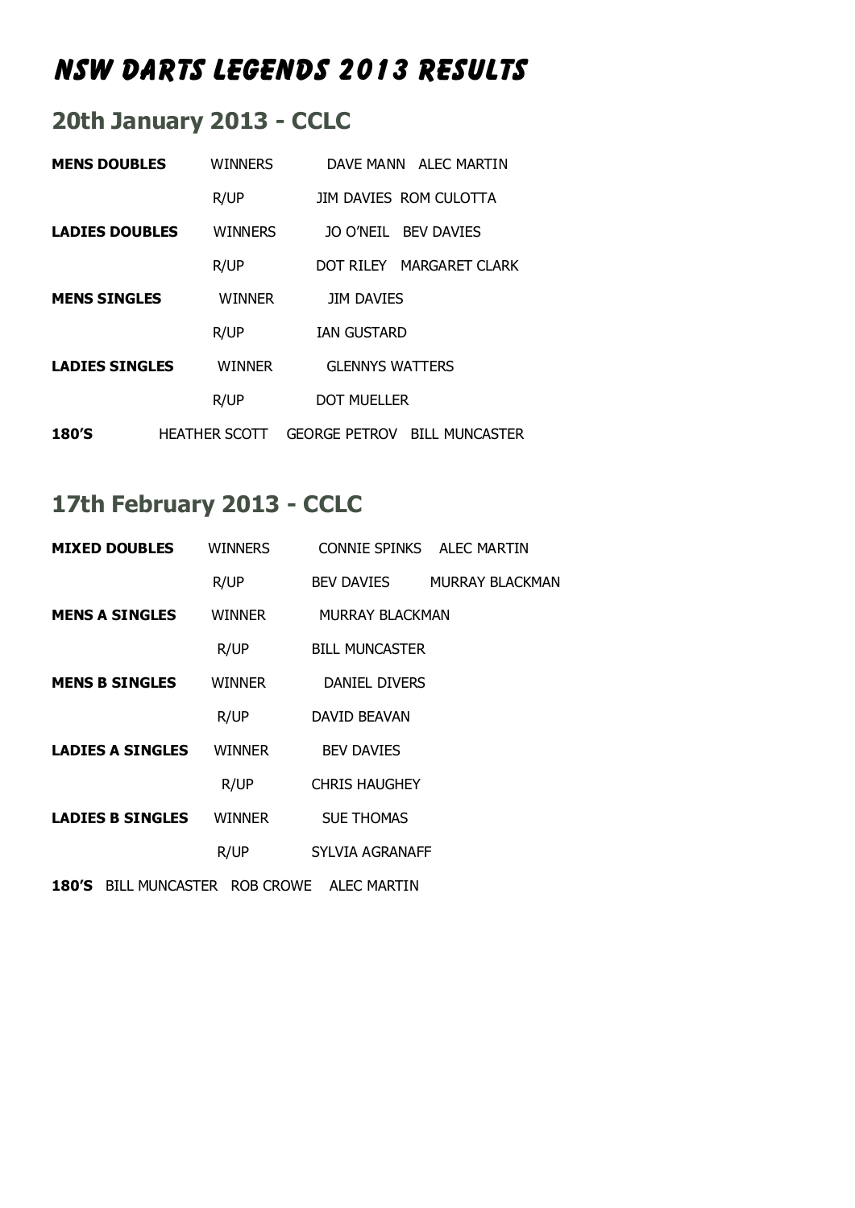# NSW DARTS LEGENDS 2013 RESULTS

## 20th January 2013 - CCLC

| | | |
|---|---|---|
| **MENS DOUBLES** | WINNERS | DAVE MANN ALEC MARTIN |
| | R/UP | JIM DAVIES ROM CULOTTA |
| **LADIES DOUBLES** | WINNERS | JO O'NEIL BEV DAVIES |
| | R/UP | DOT RILEY MARGARET CLARK |
| **MENS SINGLES** | WINNER | JIM DAVIES |
| | R/UP | IAN GUSTARD |
| **LADIES SINGLES** | WINNER | GLENNYS WATTERS |
| | R/UP | DOT MUELLER |

**180'S** HEATHER SCOTT GEORGE PETROV BILL MUNCASTER

## 17th February 2013 - CCLC

| | | |
|---|---|---|
| **MIXED DOUBLES** | WINNERS | CONNIE SPINKS ALEC MARTIN |
| | R/UP | BEV DAVIES MURRAY BLACKMAN |
| **MENS A SINGLES** | WINNER | MURRAY BLACKMAN |
| | R/UP | BILL MUNCASTER |
| **MENS B SINGLES** | WINNER | DANIEL DIVERS |
| | R/UP | DAVID BEAVAN |
| **LADIES A SINGLES** | WINNER | BEV DAVIES |
| | R/UP | CHRIS HAUGHEY |
| **LADIES B SINGLES** | WINNER | SUE THOMAS |
| | R/UP | SYLVIA AGRANAFF |

**180'S** BILL MUNCASTER ROB CROWE ALEC MARTIN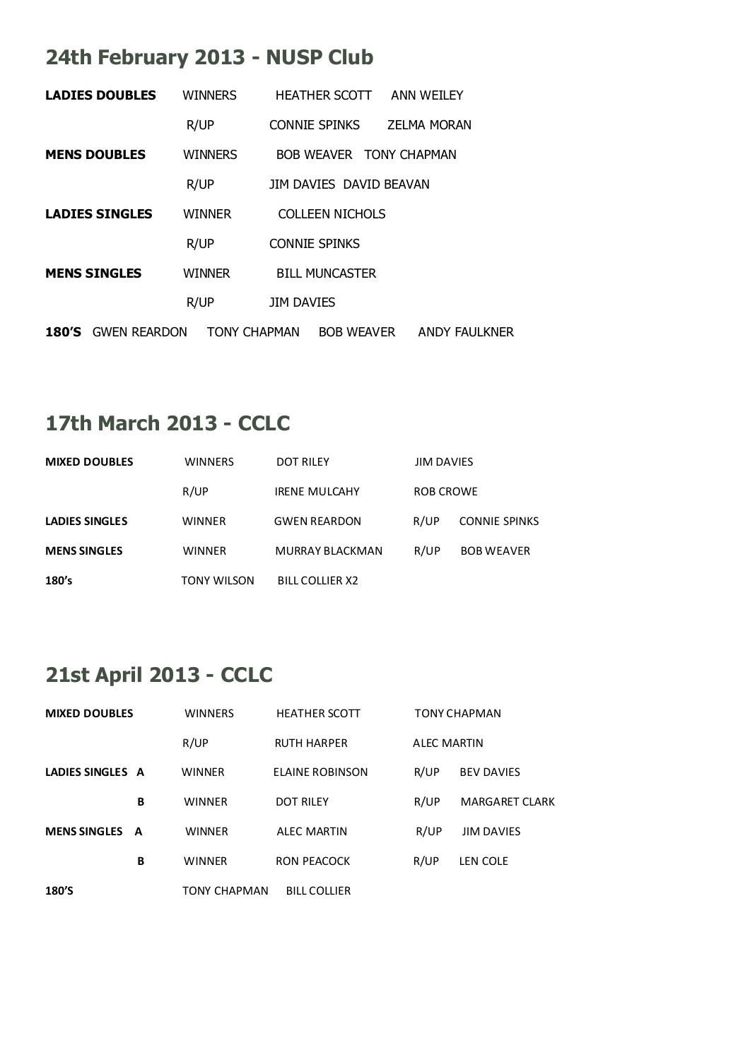## 24th February 2013 - NUSP Club

| | | | |
|---|---|---|---|
| **LADIES DOUBLES** | WINNERS | HEATHER SCOTT | ANN WEILEY |
| | R/UP | CONNIE SPINKS | ZELMA MORAN |
| **MENS DOUBLES** | WINNERS | BOB WEAVER | TONY CHAPMAN |
| | R/UP | JIM DAVIES | DAVID BEAVAN |
| **LADIES SINGLES** | WINNER | COLLEEN NICHOLS | |
| | R/UP | CONNIE SPINKS | |
| **MENS SINGLES** | WINNER | BILL MUNCASTER | |
| | R/UP | JIM DAVIES | |

**180'S** GWEN REARDON TONY CHAPMAN BOB WEAVER ANDY FAULKNER

## 17th March 2013 - CCLC

| | | | | |
|---|---|---|---|---|
| **MIXED DOUBLES** | WINNERS | DOT RILEY | JIM DAVIES | |
| | R/UP | IRENE MULCAHY | ROB CROWE | |
| **LADIES SINGLES** | WINNER | GWEN REARDON | R/UP | CONNIE SPINKS |
| **MENS SINGLES** | WINNER | MURRAY BLACKMAN | R/UP | BOB WEAVER |
| **180's** | TONY WILSON | BILL COLLIER X2 | | |

## 21st April 2013 - CCLC

| | | | | | |
|---|---|---|---|---|---|
| **MIXED DOUBLES** | | WINNERS | HEATHER SCOTT | TONY CHAPMAN | |
| | | R/UP | RUTH HARPER | ALEC MARTIN | |
| **LADIES SINGLES** | **A** | WINNER | ELAINE ROBINSON | R/UP | BEV DAVIES |
| | **B** | WINNER | DOT RILEY | R/UP | MARGARET CLARK |
| **MENS SINGLES** | **A** | WINNER | ALEC MARTIN | R/UP | JIM DAVIES |
| | **B** | WINNER | RON PEACOCK | R/UP | LEN COLE |
| **180'S** | | TONY CHAPMAN | BILL COLLIER | | |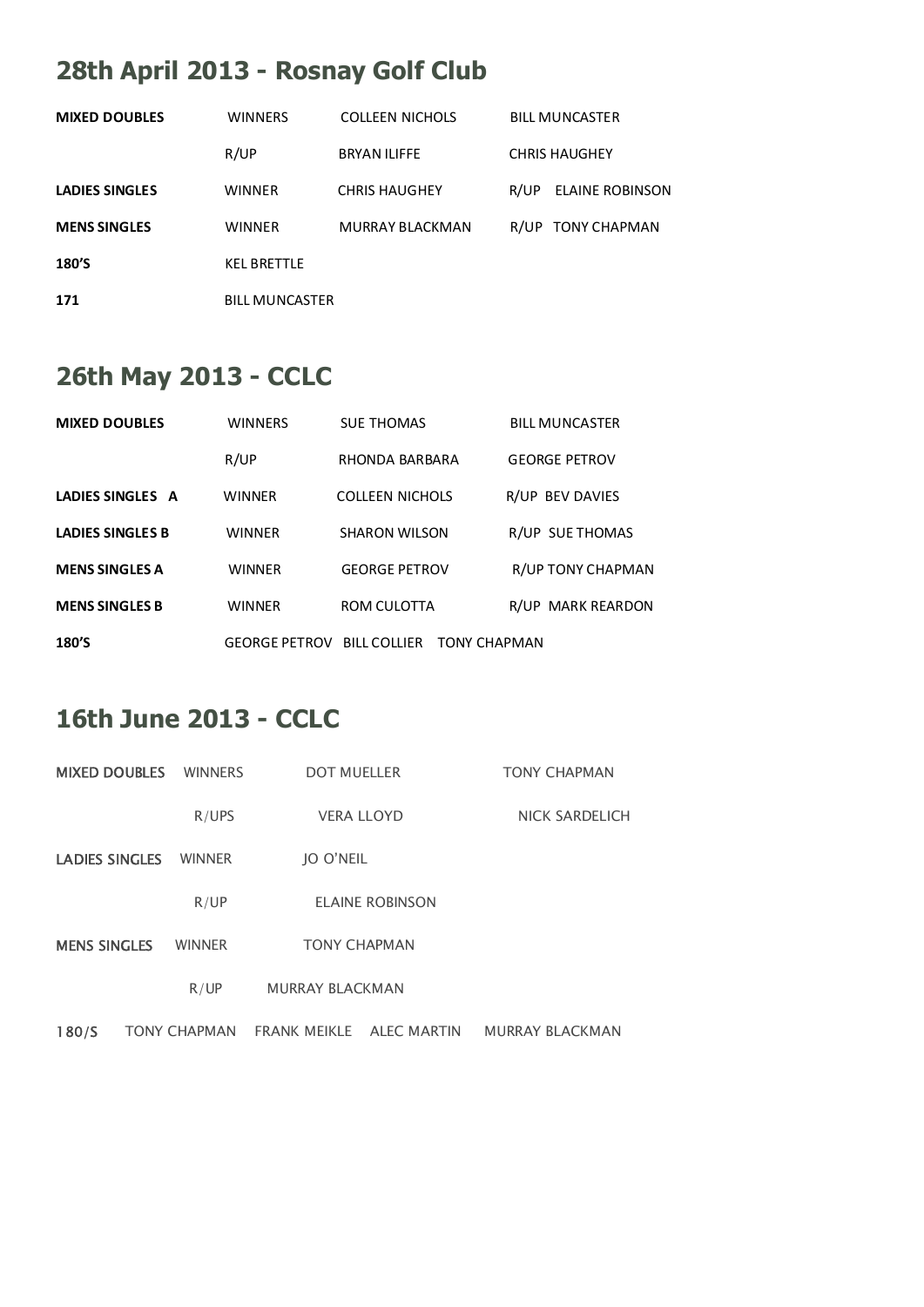## 28th April 2013 - Rosnay Golf Club

| | | | |
|---|---|---|---|
| **MIXED DOUBLES** | WINNERS | COLLEEN NICHOLS | BILL MUNCASTER |
| | R/UP | BRYAN ILIFFE | CHRIS HAUGHEY |
| **LADIES SINGLES** | WINNER | CHRIS HAUGHEY | R/UP ELAINE ROBINSON |
| **MENS SINGLES** | WINNER | MURRAY BLACKMAN | R/UP TONY CHAPMAN |
| **180'S** | KEL BRETTLE | | |
| **171** | BILL MUNCASTER | | |

## 26th May 2013 - CCLC

| | | | |
|---|---|---|---|
| **MIXED DOUBLES** | WINNERS | SUE THOMAS | BILL MUNCASTER |
| | R/UP | RHONDA BARBARA | GEORGE PETROV |
| **LADIES SINGLES A** | WINNER | COLLEEN NICHOLS | R/UP BEV DAVIES |
| **LADIES SINGLES B** | WINNER | SHARON WILSON | R/UP SUE THOMAS |
| **MENS SINGLES A** | WINNER | GEORGE PETROV | R/UP TONY CHAPMAN |
| **MENS SINGLES B** | WINNER | ROM CULOTTA | R/UP MARK REARDON |
| **180'S** | GEORGE PETROV BILL COLLIER TONY CHAPMAN | | |

## 16th June 2013 - CCLC

| | | | |
|---|---|---|---|
| MIXED DOUBLES | WINNERS | DOT MUELLER | TONY CHAPMAN |
| | R/UPS | VERA LLOYD | NICK SARDELICH |
| LADIES SINGLES | WINNER | JO O'NEIL | |
| | R/UP | ELAINE ROBINSON | |
| MENS SINGLES | WINNER | TONY CHAPMAN | |
| | R/UP | MURRAY BLACKMAN | |

180/S TONY CHAPMAN FRANK MEIKLE ALEC MARTIN MURRAY BLACKMAN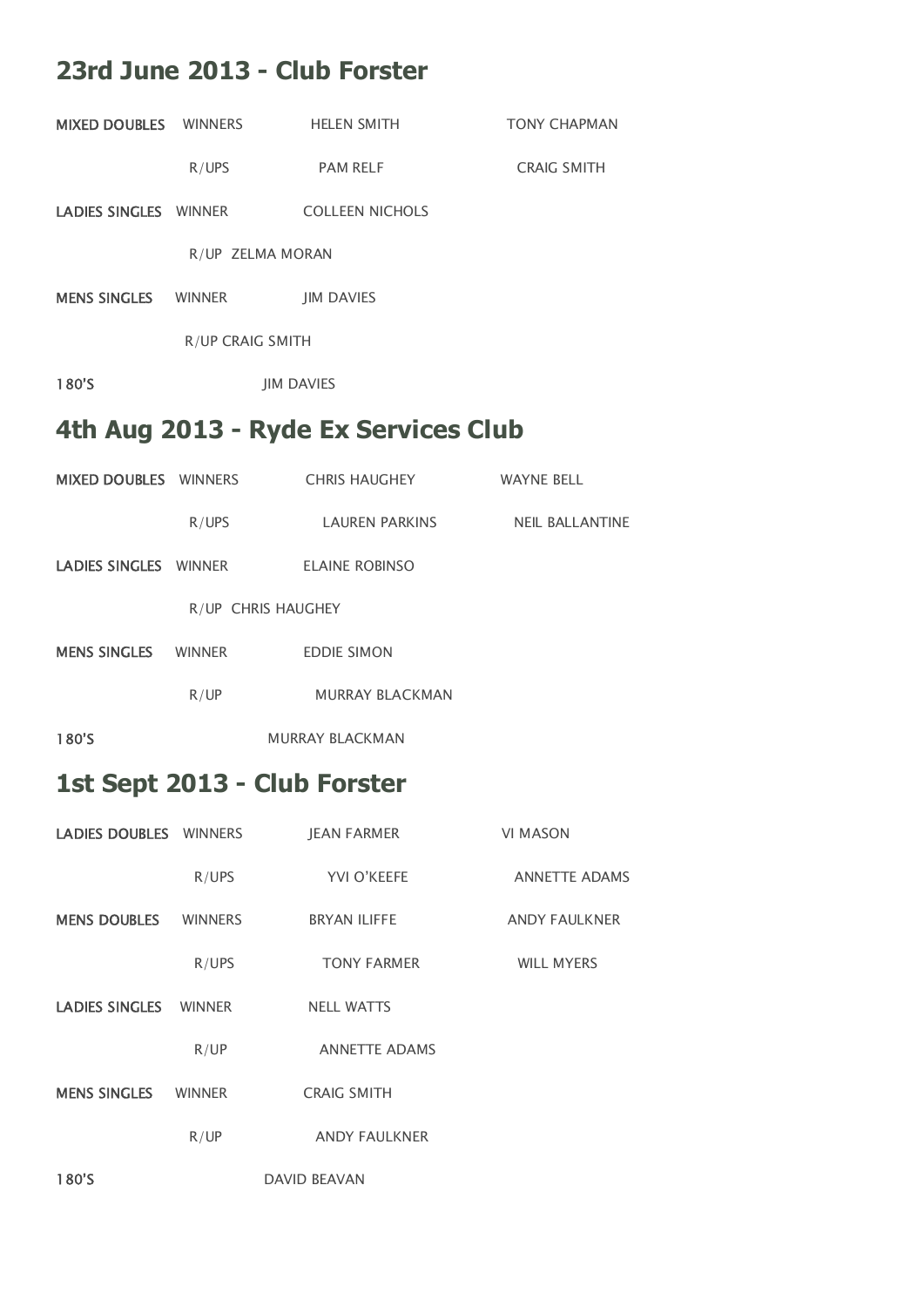## 23rd June 2013 - Club Forster

| | | | |
|---|---|---|---|
| MIXED DOUBLES | WINNERS | HELEN SMITH | TONY CHAPMAN |
| | R/UPS | PAM RELF | CRAIG SMITH |
| LADIES SINGLES | WINNER | COLLEEN NICHOLS | |
| | R/UP | ZELMA MORAN | |
| MENS SINGLES | WINNER | JIM DAVIES | |
| | R/UP | CRAIG SMITH | |
| 180'S | | JIM DAVIES | |

## 4th Aug 2013 - Ryde Ex Services Club

| | | | |
|---|---|---|---|
| MIXED DOUBLES | WINNERS | CHRIS HAUGHEY | WAYNE BELL |
| | R/UPS | LAUREN PARKINS | NEIL BALLANTINE |
| LADIES SINGLES | WINNER | ELAINE ROBINSO | |
| | R/UP | CHRIS HAUGHEY | |
| MENS SINGLES | WINNER | EDDIE SIMON | |
| | R/UP | MURRAY BLACKMAN | |
| 180'S | | MURRAY BLACKMAN | |

## 1st Sept 2013 - Club Forster

| | | | |
|---|---|---|---|
| LADIES DOUBLES | WINNERS | JEAN FARMER | VI MASON |
| | R/UPS | YVI O'KEEFE | ANNETTE ADAMS |
| MENS DOUBLES | WINNERS | BRYAN ILIFFE | ANDY FAULKNER |
| | R/UPS | TONY FARMER | WILL MYERS |
| LADIES SINGLES | WINNER | NELL WATTS | |
| | R/UP | ANNETTE ADAMS | |
| MENS SINGLES | WINNER | CRAIG SMITH | |
| | R/UP | ANDY FAULKNER | |
| 180'S | | DAVID BEAVAN | |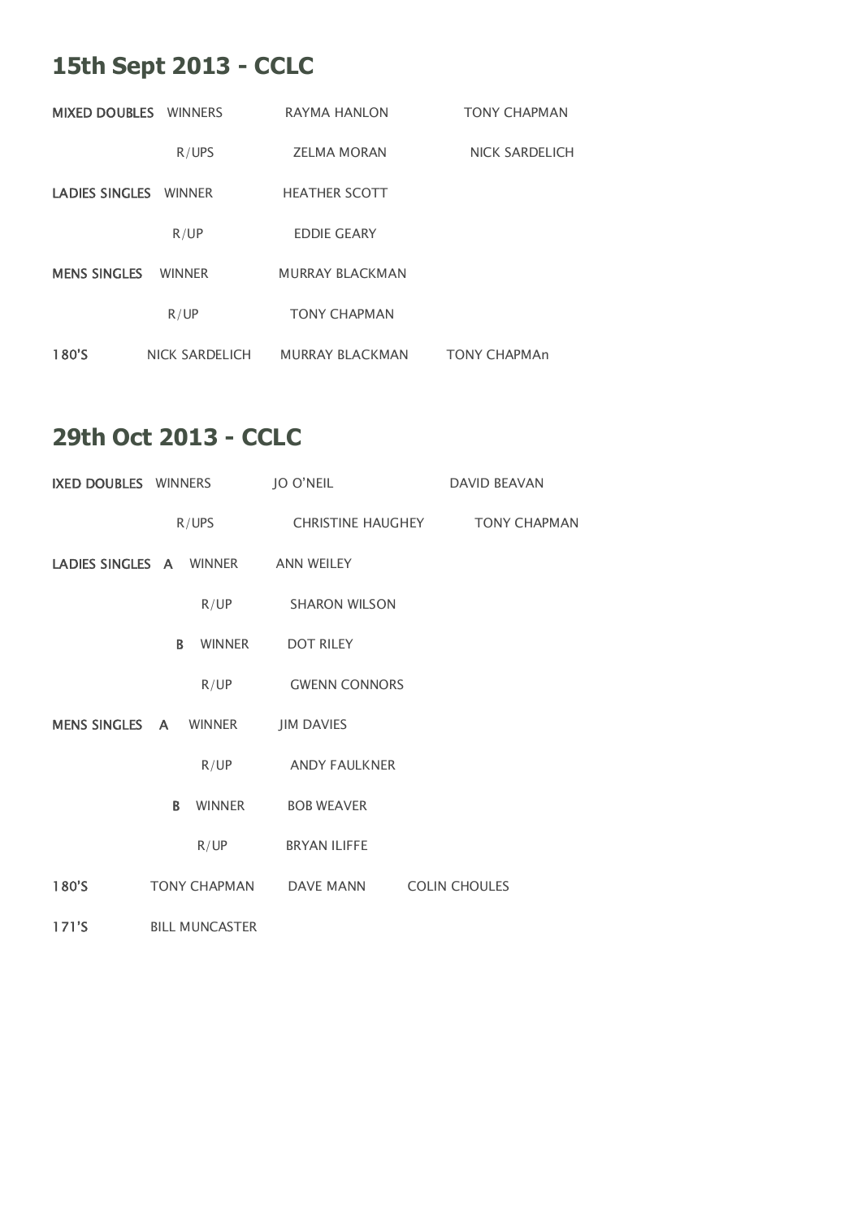## 15th Sept 2013 - CCLC

| | | | |
|---|---|---|---|
| **MIXED DOUBLES** | WINNERS | RAYMA HANLON | TONY CHAPMAN |
| | R/UPS | ZELMA MORAN | NICK SARDELICH |
| **LADIES SINGLES** | WINNER | HEATHER SCOTT | |
| | R/UP | EDDIE GEARY | |
| **MENS SINGLES** | WINNER | MURRAY BLACKMAN | |
| | R/UP | TONY CHAPMAN | |
| **180'S** | NICK SARDELICH | MURRAY BLACKMAN | TONY CHAPMAn |

## 29th Oct 2013 - CCLC

| | | | | |
|---|---|---|---|---|
| **IXED DOUBLES** | | WINNERS | JO O'NEIL | DAVID BEAVAN |
| | | R/UPS | CHRISTINE HAUGHEY | TONY CHAPMAN |
| **LADIES SINGLES** | **A** | WINNER | ANN WEILEY | |
| | | R/UP | SHARON WILSON | |
| | **B** | WINNER | DOT RILEY | |
| | | R/UP | GWENN CONNORS | |
| **MENS SINGLES** | **A** | WINNER | JIM DAVIES | |
| | | R/UP | ANDY FAULKNER | |
| | **B** | WINNER | BOB WEAVER | |
| | | R/UP | BRYAN ILIFFE | |
| **180'S** | TONY CHAPMAN | DAVE MANN | COLIN CHOULES | |
| **171'S** | BILL MUNCASTER | | | |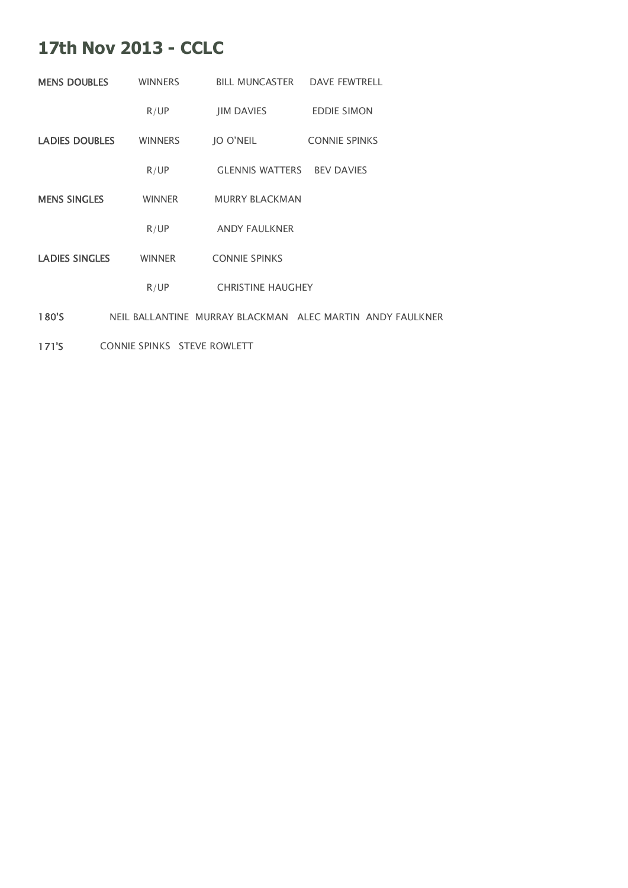## 17th Nov 2013 - CCLC

| | | | |
|---|---|---|---|
| **MENS DOUBLES** | WINNERS | BILL MUNCASTER | DAVE FEWTRELL |
| | R/UP | JIM DAVIES | EDDIE SIMON |
| **LADIES DOUBLES** | WINNERS | JO O'NEIL | CONNIE SPINKS |
| | R/UP | GLENNIS WATTERS | BEV DAVIES |
| **MENS SINGLES** | WINNER | MURRY BLACKMAN | |
| | R/UP | ANDY FAULKNER | |
| **LADIES SINGLES** | WINNER | CONNIE SPINKS | |
| | R/UP | CHRISTINE HAUGHEY | |

**180'S** NEIL BALLANTINE MURRAY BLACKMAN ALEC MARTIN ANDY FAULKNER

**171'S** CONNIE SPINKS STEVE ROWLETT